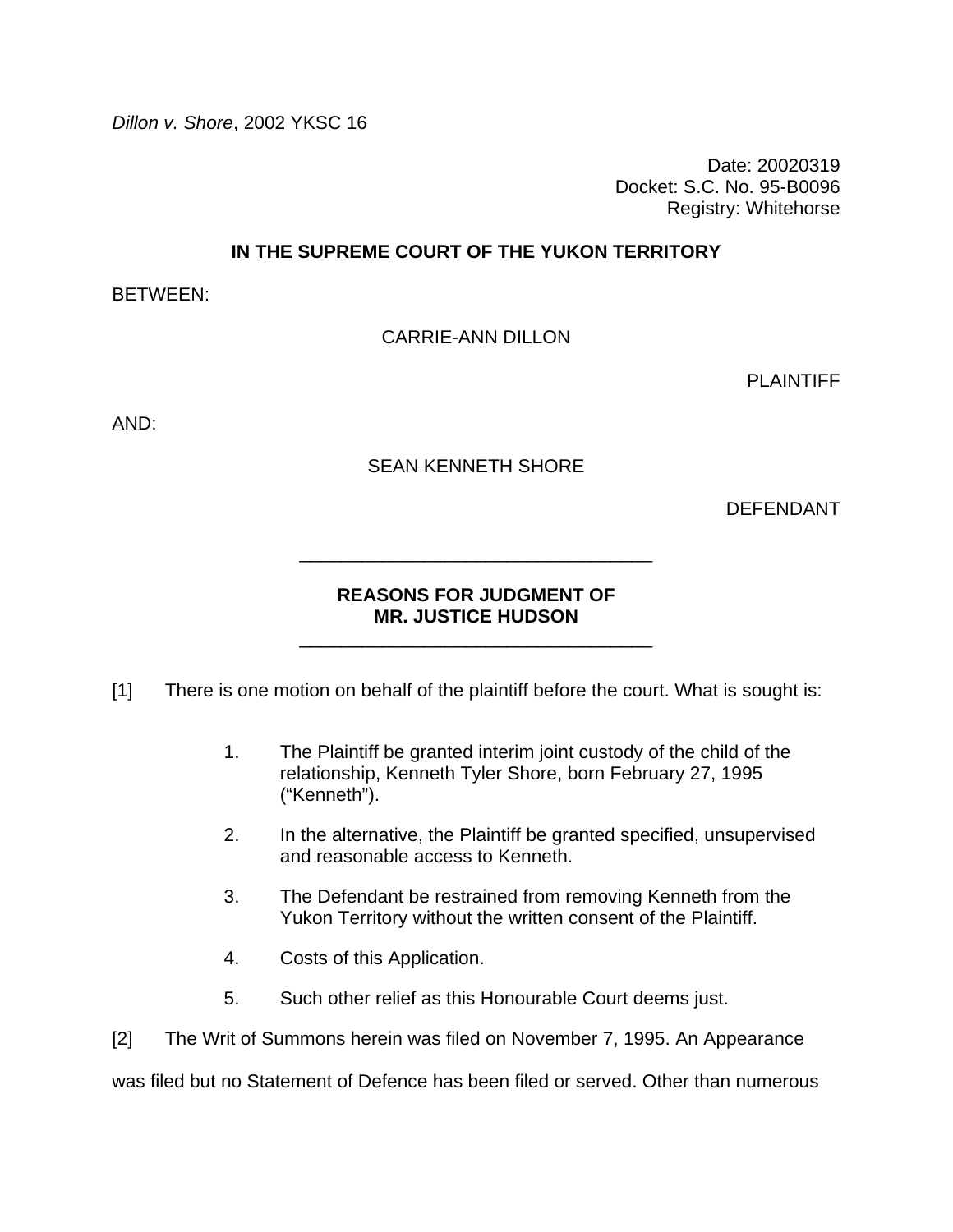*Dillon v. Shore*, 2002 YKSC 16

Date: 20020319
Docket: S.C. No. 95-B0096
Registry: Whitehorse

**IN THE SUPREME COURT OF THE YUKON TERRITORY**

BETWEEN:

CARRIE-ANN DILLON

PLAINTIFF

AND:

SEAN KENNETH SHORE

DEFENDANT

---

**REASONS FOR JUDGMENT OF MR. JUSTICE HUDSON**

---

[1] There is one motion on behalf of the plaintiff before the court. What is sought is:

1. The Plaintiff be granted interim joint custody of the child of the relationship, Kenneth Tyler Shore, born February 27, 1995 ("Kenneth").
2. In the alternative, the Plaintiff be granted specified, unsupervised and reasonable access to Kenneth.
3. The Defendant be restrained from removing Kenneth from the Yukon Territory without the written consent of the Plaintiff.
4. Costs of this Application.
5. Such other relief as this Honourable Court deems just.

[2] The Writ of Summons herein was filed on November 7, 1995. An Appearance was filed but no Statement of Defence has been filed or served. Other than numerous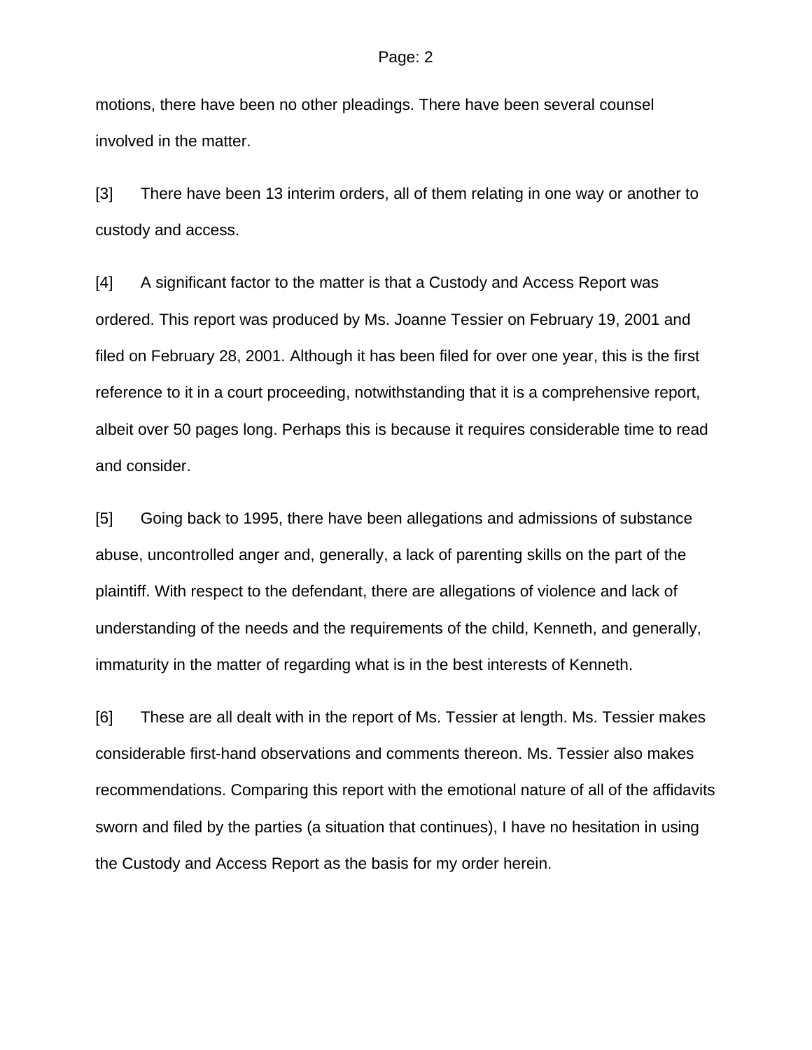motions, there have been no other pleadings. There have been several counsel involved in the matter.

[3] There have been 13 interim orders, all of them relating in one way or another to custody and access.

[4] A significant factor to the matter is that a Custody and Access Report was ordered. This report was produced by Ms. Joanne Tessier on February 19, 2001 and filed on February 28, 2001. Although it has been filed for over one year, this is the first reference to it in a court proceeding, notwithstanding that it is a comprehensive report, albeit over 50 pages long. Perhaps this is because it requires considerable time to read and consider.

[5] Going back to 1995, there have been allegations and admissions of substance abuse, uncontrolled anger and, generally, a lack of parenting skills on the part of the plaintiff. With respect to the defendant, there are allegations of violence and lack of understanding of the needs and the requirements of the child, Kenneth, and generally, immaturity in the matter of regarding what is in the best interests of Kenneth.

[6] These are all dealt with in the report of Ms. Tessier at length. Ms. Tessier makes considerable first-hand observations and comments thereon. Ms. Tessier also makes recommendations. Comparing this report with the emotional nature of all of the affidavits sworn and filed by the parties (a situation that continues), I have no hesitation in using the Custody and Access Report as the basis for my order herein.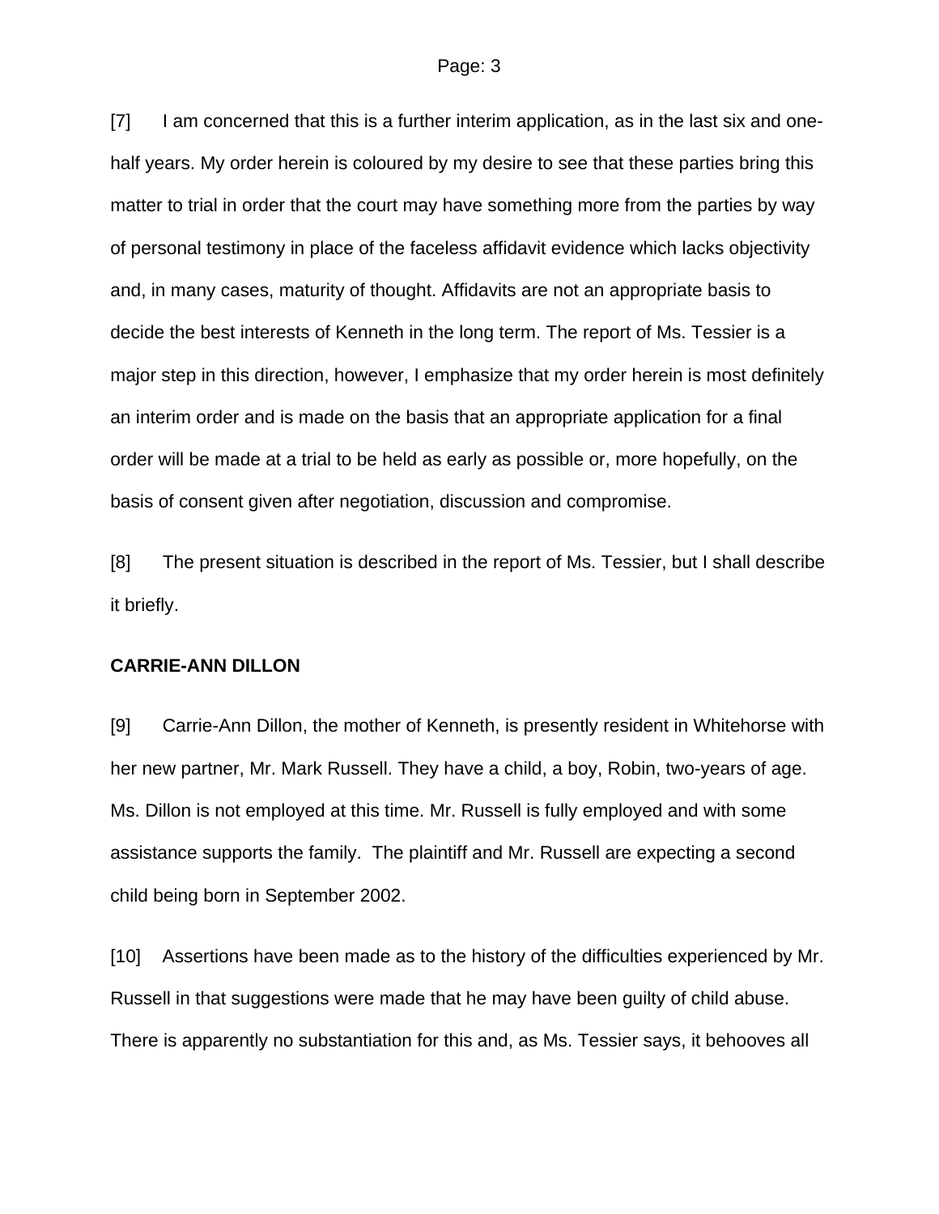[7] I am concerned that this is a further interim application, as in the last six and one-half years. My order herein is coloured by my desire to see that these parties bring this matter to trial in order that the court may have something more from the parties by way of personal testimony in place of the faceless affidavit evidence which lacks objectivity and, in many cases, maturity of thought. Affidavits are not an appropriate basis to decide the best interests of Kenneth in the long term. The report of Ms. Tessier is a major step in this direction, however, I emphasize that my order herein is most definitely an interim order and is made on the basis that an appropriate application for a final order will be made at a trial to be held as early as possible or, more hopefully, on the basis of consent given after negotiation, discussion and compromise.

[8] The present situation is described in the report of Ms. Tessier, but I shall describe it briefly.

**CARRIE-ANN DILLON**

[9] Carrie-Ann Dillon, the mother of Kenneth, is presently resident in Whitehorse with her new partner, Mr. Mark Russell. They have a child, a boy, Robin, two-years of age. Ms. Dillon is not employed at this time. Mr. Russell is fully employed and with some assistance supports the family. The plaintiff and Mr. Russell are expecting a second child being born in September 2002.

[10] Assertions have been made as to the history of the difficulties experienced by Mr. Russell in that suggestions were made that he may have been guilty of child abuse. There is apparently no substantiation for this and, as Ms. Tessier says, it behooves all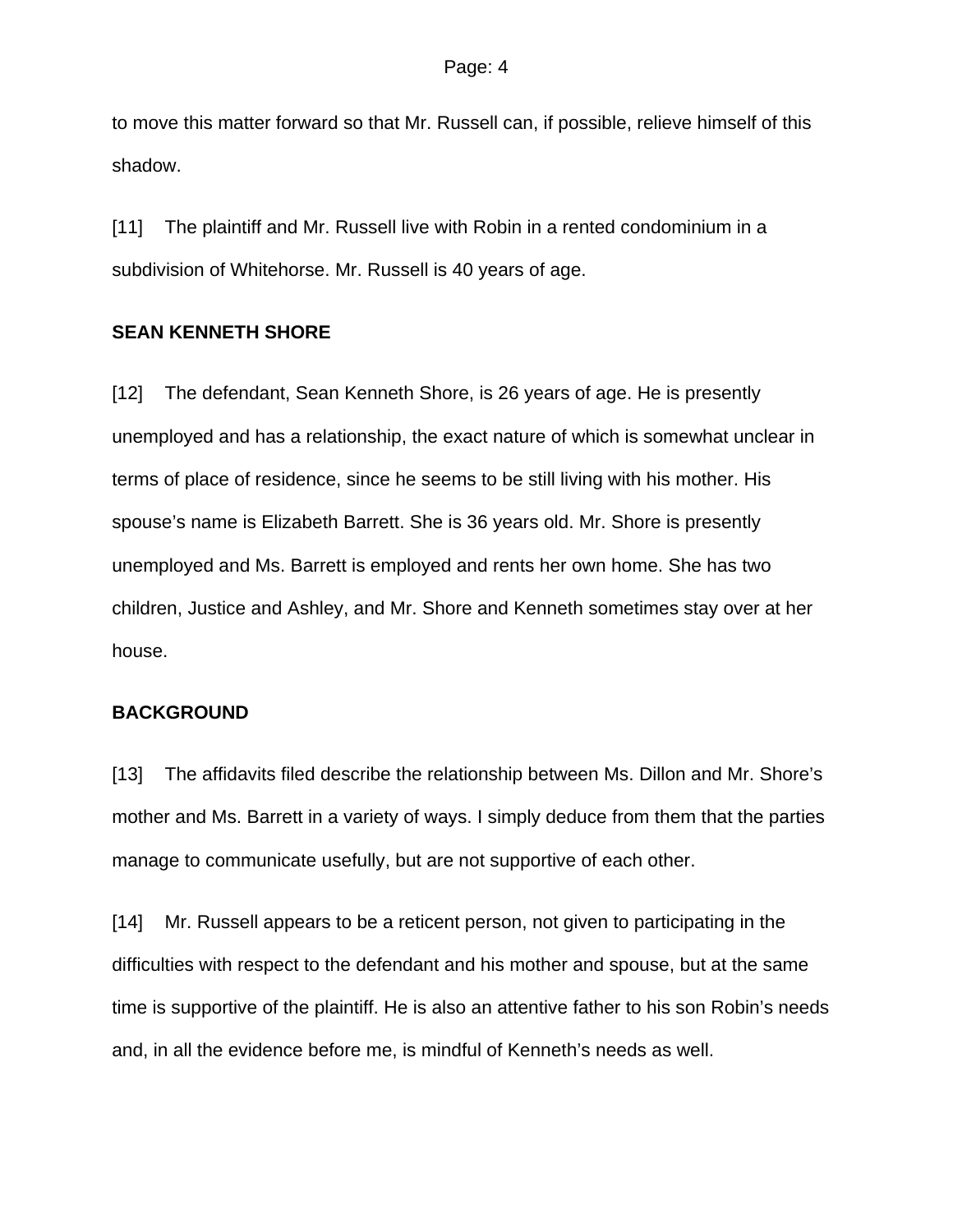to move this matter forward so that Mr. Russell can, if possible, relieve himself of this shadow.

[11] The plaintiff and Mr. Russell live with Robin in a rented condominium in a subdivision of Whitehorse. Mr. Russell is 40 years of age.

## SEAN KENNETH SHORE

[12] The defendant, Sean Kenneth Shore, is 26 years of age. He is presently unemployed and has a relationship, the exact nature of which is somewhat unclear in terms of place of residence, since he seems to be still living with his mother. His spouse's name is Elizabeth Barrett. She is 36 years old. Mr. Shore is presently unemployed and Ms. Barrett is employed and rents her own home. She has two children, Justice and Ashley, and Mr. Shore and Kenneth sometimes stay over at her house.

## BACKGROUND

[13] The affidavits filed describe the relationship between Ms. Dillon and Mr. Shore's mother and Ms. Barrett in a variety of ways. I simply deduce from them that the parties manage to communicate usefully, but are not supportive of each other.

[14] Mr. Russell appears to be a reticent person, not given to participating in the difficulties with respect to the defendant and his mother and spouse, but at the same time is supportive of the plaintiff. He is also an attentive father to his son Robin's needs and, in all the evidence before me, is mindful of Kenneth's needs as well.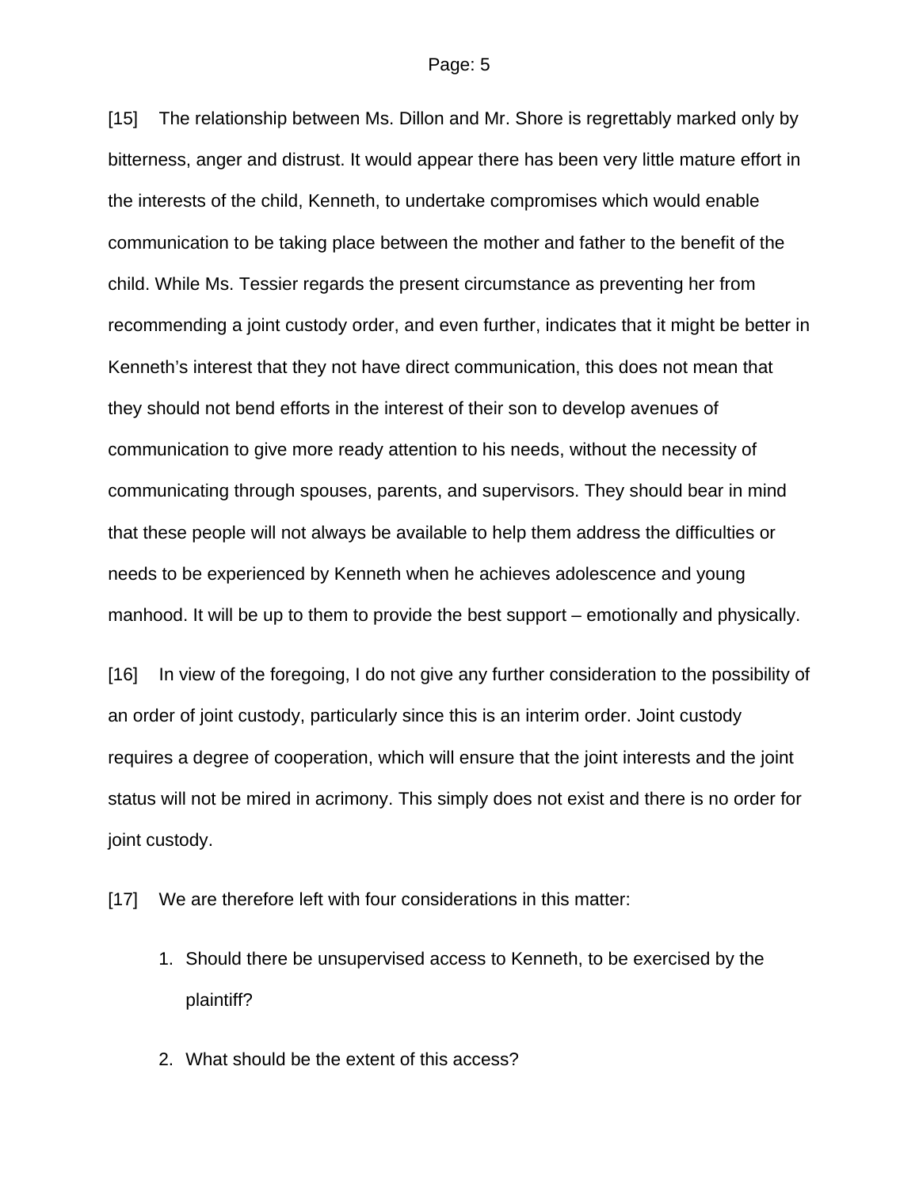[15] The relationship between Ms. Dillon and Mr. Shore is regrettably marked only by bitterness, anger and distrust. It would appear there has been very little mature effort in the interests of the child, Kenneth, to undertake compromises which would enable communication to be taking place between the mother and father to the benefit of the child. While Ms. Tessier regards the present circumstance as preventing her from recommending a joint custody order, and even further, indicates that it might be better in Kenneth's interest that they not have direct communication, this does not mean that they should not bend efforts in the interest of their son to develop avenues of communication to give more ready attention to his needs, without the necessity of communicating through spouses, parents, and supervisors. They should bear in mind that these people will not always be available to help them address the difficulties or needs to be experienced by Kenneth when he achieves adolescence and young manhood. It will be up to them to provide the best support – emotionally and physically.

[16] In view of the foregoing, I do not give any further consideration to the possibility of an order of joint custody, particularly since this is an interim order. Joint custody requires a degree of cooperation, which will ensure that the joint interests and the joint status will not be mired in acrimony. This simply does not exist and there is no order for joint custody.

[17] We are therefore left with four considerations in this matter:

1. Should there be unsupervised access to Kenneth, to be exercised by the plaintiff?
2. What should be the extent of this access?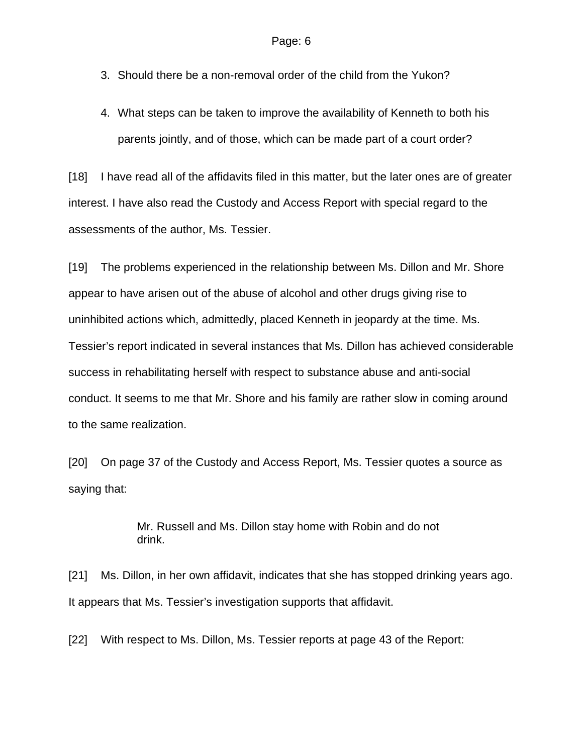3. Should there be a non-removal order of the child from the Yukon?

4. What steps can be taken to improve the availability of Kenneth to both his parents jointly, and of those, which can be made part of a court order?

[18] I have read all of the affidavits filed in this matter, but the later ones are of greater interest. I have also read the Custody and Access Report with special regard to the assessments of the author, Ms. Tessier.

[19] The problems experienced in the relationship between Ms. Dillon and Mr. Shore appear to have arisen out of the abuse of alcohol and other drugs giving rise to uninhibited actions which, admittedly, placed Kenneth in jeopardy at the time. Ms. Tessier's report indicated in several instances that Ms. Dillon has achieved considerable success in rehabilitating herself with respect to substance abuse and anti-social conduct. It seems to me that Mr. Shore and his family are rather slow in coming around to the same realization.

[20] On page 37 of the Custody and Access Report, Ms. Tessier quotes a source as saying that:

> Mr. Russell and Ms. Dillon stay home with Robin and do not drink.

[21] Ms. Dillon, in her own affidavit, indicates that she has stopped drinking years ago. It appears that Ms. Tessier's investigation supports that affidavit.

[22] With respect to Ms. Dillon, Ms. Tessier reports at page 43 of the Report: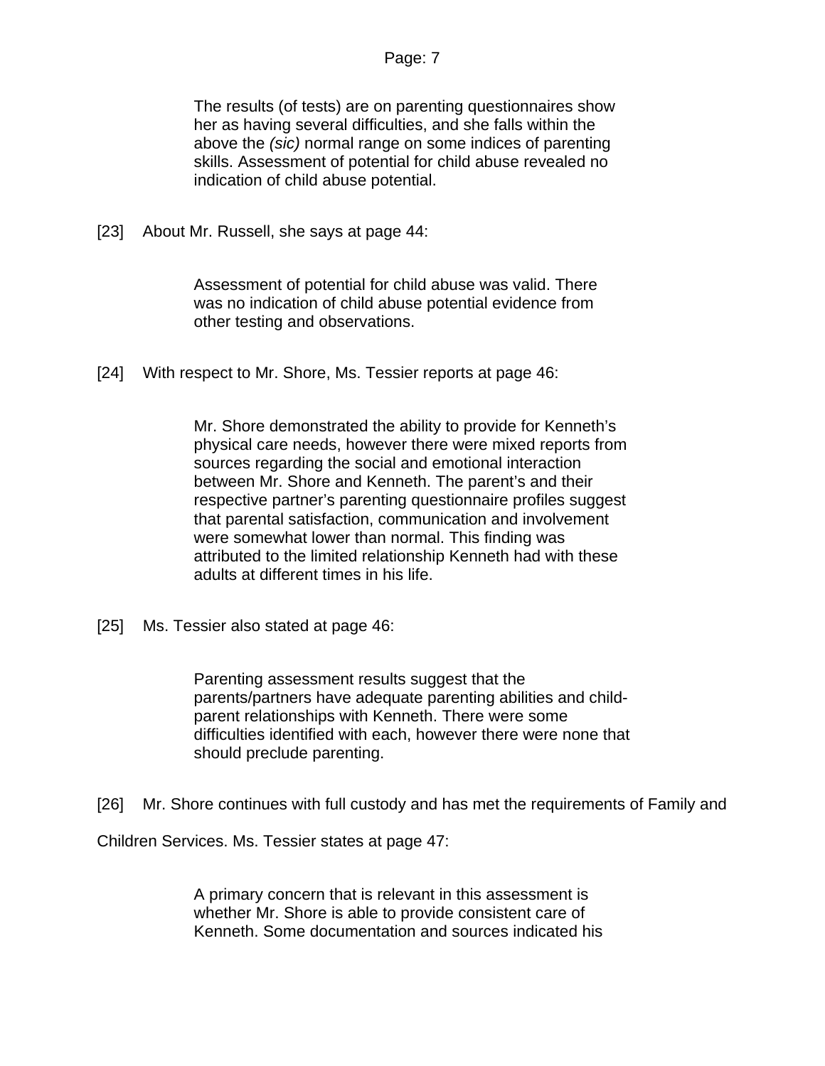> The results (of tests) are on parenting questionnaires show her as having several difficulties, and she falls within the above the *(sic)* normal range on some indices of parenting skills. Assessment of potential for child abuse revealed no indication of child abuse potential.

[23] About Mr. Russell, she says at page 44:

> Assessment of potential for child abuse was valid. There was no indication of child abuse potential evidence from other testing and observations.

[24] With respect to Mr. Shore, Ms. Tessier reports at page 46:

> Mr. Shore demonstrated the ability to provide for Kenneth's physical care needs, however there were mixed reports from sources regarding the social and emotional interaction between Mr. Shore and Kenneth. The parent's and their respective partner's parenting questionnaire profiles suggest that parental satisfaction, communication and involvement were somewhat lower than normal. This finding was attributed to the limited relationship Kenneth had with these adults at different times in his life.

[25] Ms. Tessier also stated at page 46:

> Parenting assessment results suggest that the parents/partners have adequate parenting abilities and child-parent relationships with Kenneth. There were some difficulties identified with each, however there were none that should preclude parenting.

[26] Mr. Shore continues with full custody and has met the requirements of Family and Children Services. Ms. Tessier states at page 47:

> A primary concern that is relevant in this assessment is whether Mr. Shore is able to provide consistent care of Kenneth. Some documentation and sources indicated his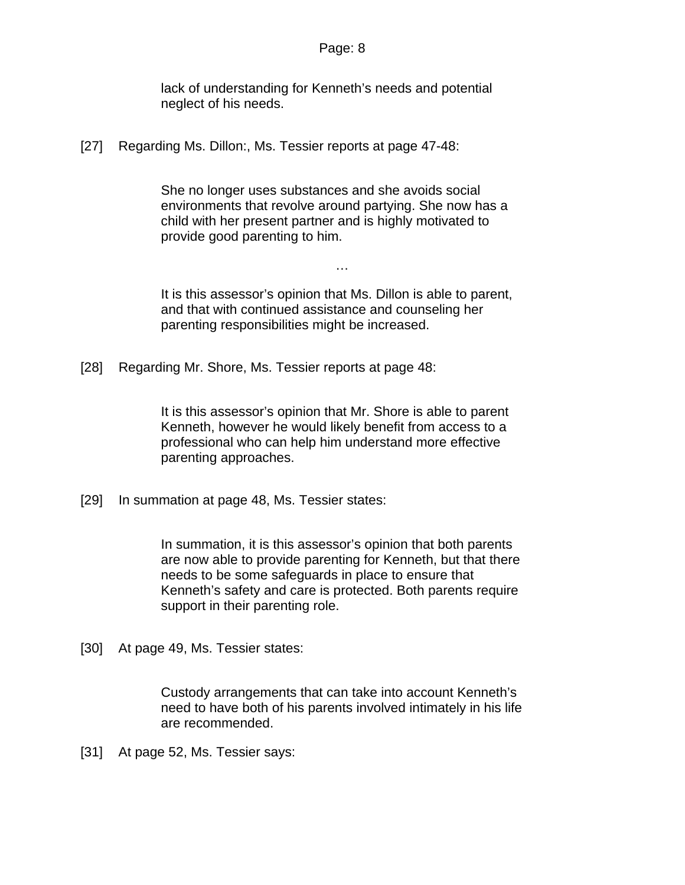> lack of understanding for Kenneth's needs and potential neglect of his needs.

[27] Regarding Ms. Dillon:, Ms. Tessier reports at page 47-48:

> She no longer uses substances and she avoids social environments that revolve around partying. She now has a child with her present partner and is highly motivated to provide good parenting to him.
>
> …
>
> It is this assessor's opinion that Ms. Dillon is able to parent, and that with continued assistance and counseling her parenting responsibilities might be increased.

[28] Regarding Mr. Shore, Ms. Tessier reports at page 48:

> It is this assessor's opinion that Mr. Shore is able to parent Kenneth, however he would likely benefit from access to a professional who can help him understand more effective parenting approaches.

[29] In summation at page 48, Ms. Tessier states:

> In summation, it is this assessor's opinion that both parents are now able to provide parenting for Kenneth, but that there needs to be some safeguards in place to ensure that Kenneth's safety and care is protected. Both parents require support in their parenting role.

[30] At page 49, Ms. Tessier states:

> Custody arrangements that can take into account Kenneth's need to have both of his parents involved intimately in his life are recommended.

[31] At page 52, Ms. Tessier says: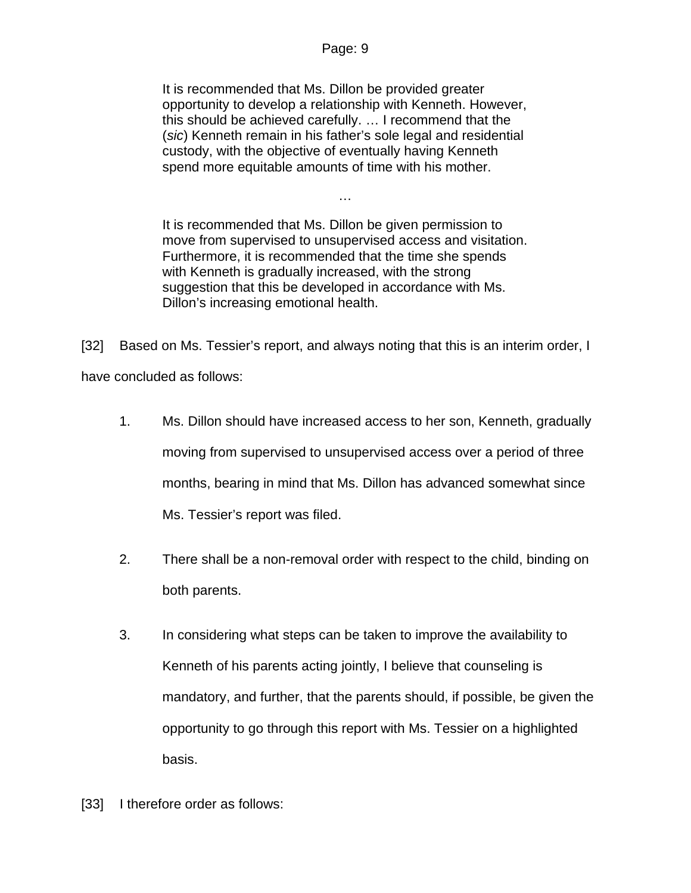> It is recommended that Ms. Dillon be provided greater opportunity to develop a relationship with Kenneth. However, this should be achieved carefully. … I recommend that the (*sic*) Kenneth remain in his father's sole legal and residential custody, with the objective of eventually having Kenneth spend more equitable amounts of time with his mother.
>
> …
>
> It is recommended that Ms. Dillon be given permission to move from supervised to unsupervised access and visitation. Furthermore, it is recommended that the time she spends with Kenneth is gradually increased, with the strong suggestion that this be developed in accordance with Ms. Dillon's increasing emotional health.

[32] Based on Ms. Tessier's report, and always noting that this is an interim order, I have concluded as follows:

1. Ms. Dillon should have increased access to her son, Kenneth, gradually moving from supervised to unsupervised access over a period of three months, bearing in mind that Ms. Dillon has advanced somewhat since Ms. Tessier's report was filed.

2. There shall be a non-removal order with respect to the child, binding on both parents.

3. In considering what steps can be taken to improve the availability to Kenneth of his parents acting jointly, I believe that counseling is mandatory, and further, that the parents should, if possible, be given the opportunity to go through this report with Ms. Tessier on a highlighted basis.

[33] I therefore order as follows: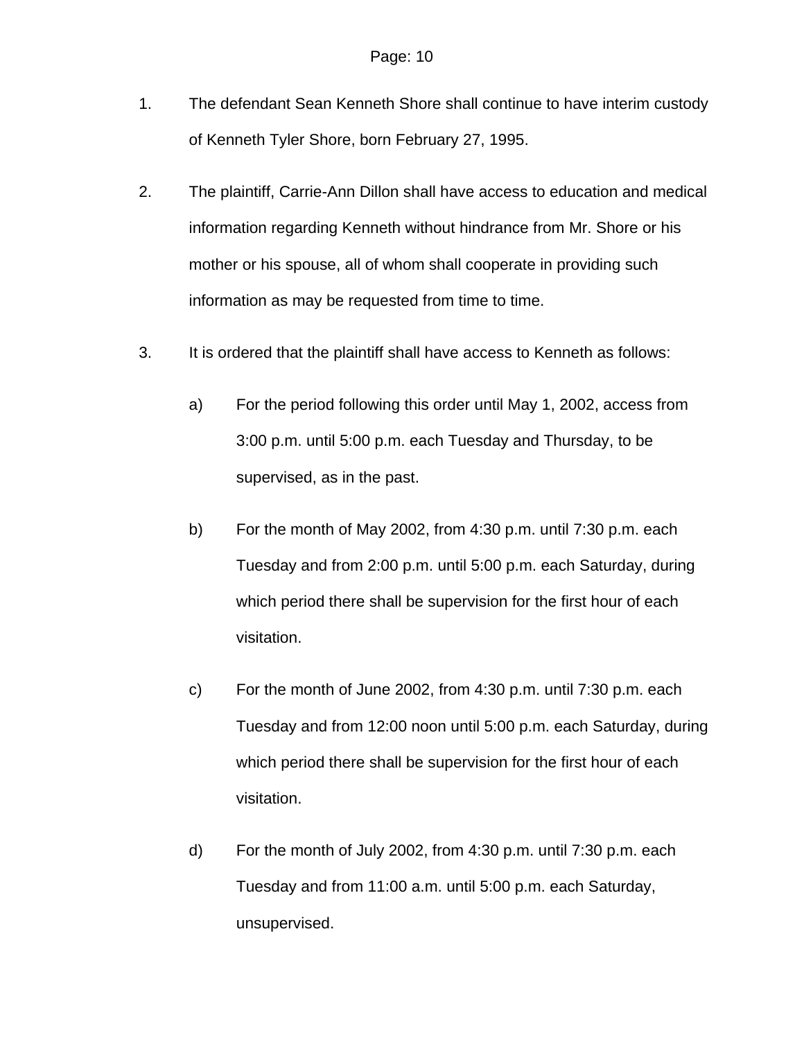1. The defendant Sean Kenneth Shore shall continue to have interim custody of Kenneth Tyler Shore, born February 27, 1995.

2. The plaintiff, Carrie-Ann Dillon shall have access to education and medical information regarding Kenneth without hindrance from Mr. Shore or his mother or his spouse, all of whom shall cooperate in providing such information as may be requested from time to time.

3. It is ordered that the plaintiff shall have access to Kenneth as follows:

   a) For the period following this order until May 1, 2002, access from 3:00 p.m. until 5:00 p.m. each Tuesday and Thursday, to be supervised, as in the past.

   b) For the month of May 2002, from 4:30 p.m. until 7:30 p.m. each Tuesday and from 2:00 p.m. until 5:00 p.m. each Saturday, during which period there shall be supervision for the first hour of each visitation.

   c) For the month of June 2002, from 4:30 p.m. until 7:30 p.m. each Tuesday and from 12:00 noon until 5:00 p.m. each Saturday, during which period there shall be supervision for the first hour of each visitation.

   d) For the month of July 2002, from 4:30 p.m. until 7:30 p.m. each Tuesday and from 11:00 a.m. until 5:00 p.m. each Saturday, unsupervised.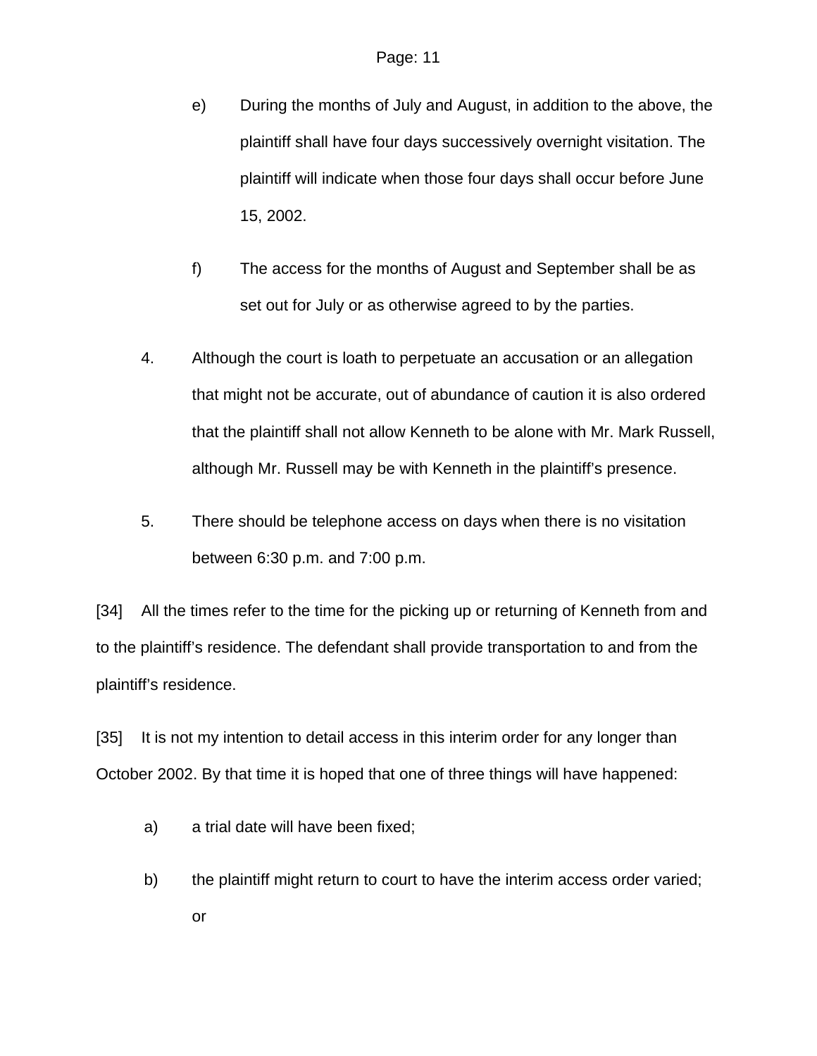e) During the months of July and August, in addition to the above, the plaintiff shall have four days successively overnight visitation. The plaintiff will indicate when those four days shall occur before June 15, 2002.

f) The access for the months of August and September shall be as set out for July or as otherwise agreed to by the parties.

4. Although the court is loath to perpetuate an accusation or an allegation that might not be accurate, out of abundance of caution it is also ordered that the plaintiff shall not allow Kenneth to be alone with Mr. Mark Russell, although Mr. Russell may be with Kenneth in the plaintiff's presence.

5. There should be telephone access on days when there is no visitation between 6:30 p.m. and 7:00 p.m.

[34] All the times refer to the time for the picking up or returning of Kenneth from and to the plaintiff's residence. The defendant shall provide transportation to and from the plaintiff's residence.

[35] It is not my intention to detail access in this interim order for any longer than October 2002. By that time it is hoped that one of three things will have happened:

a) a trial date will have been fixed;

b) the plaintiff might return to court to have the interim access order varied; or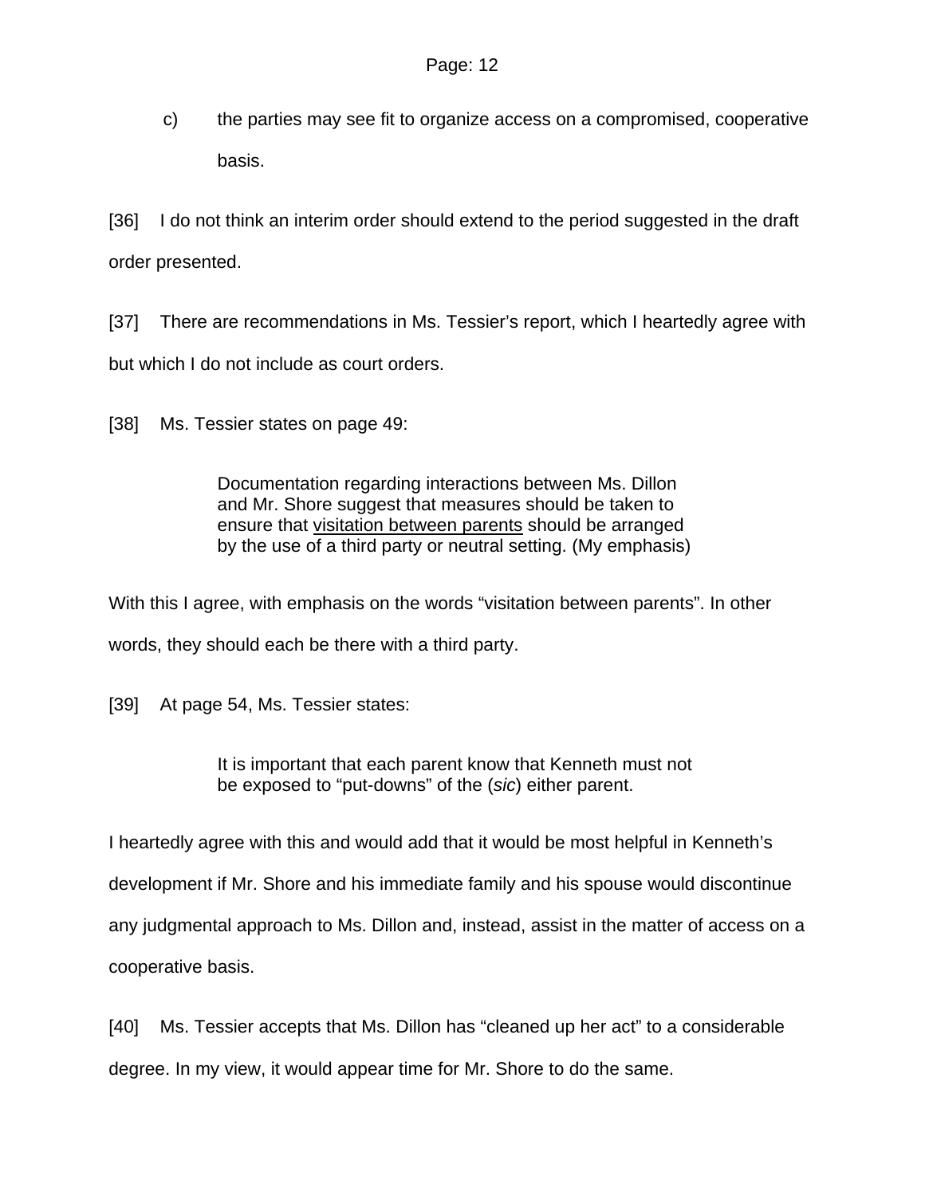c) the parties may see fit to organize access on a compromised, cooperative basis.

[36] I do not think an interim order should extend to the period suggested in the draft order presented.

[37] There are recommendations in Ms. Tessier's report, which I heartedly agree with but which I do not include as court orders.

[38] Ms. Tessier states on page 49:

> Documentation regarding interactions between Ms. Dillon and Mr. Shore suggest that measures should be taken to ensure that <u>visitation between parents</u> should be arranged by the use of a third party or neutral setting. (My emphasis)

With this I agree, with emphasis on the words "visitation between parents". In other words, they should each be there with a third party.

[39] At page 54, Ms. Tessier states:

> It is important that each parent know that Kenneth must not be exposed to "put-downs" of the (*sic*) either parent.

I heartedly agree with this and would add that it would be most helpful in Kenneth's development if Mr. Shore and his immediate family and his spouse would discontinue any judgmental approach to Ms. Dillon and, instead, assist in the matter of access on a cooperative basis.

[40] Ms. Tessier accepts that Ms. Dillon has "cleaned up her act" to a considerable degree. In my view, it would appear time for Mr. Shore to do the same.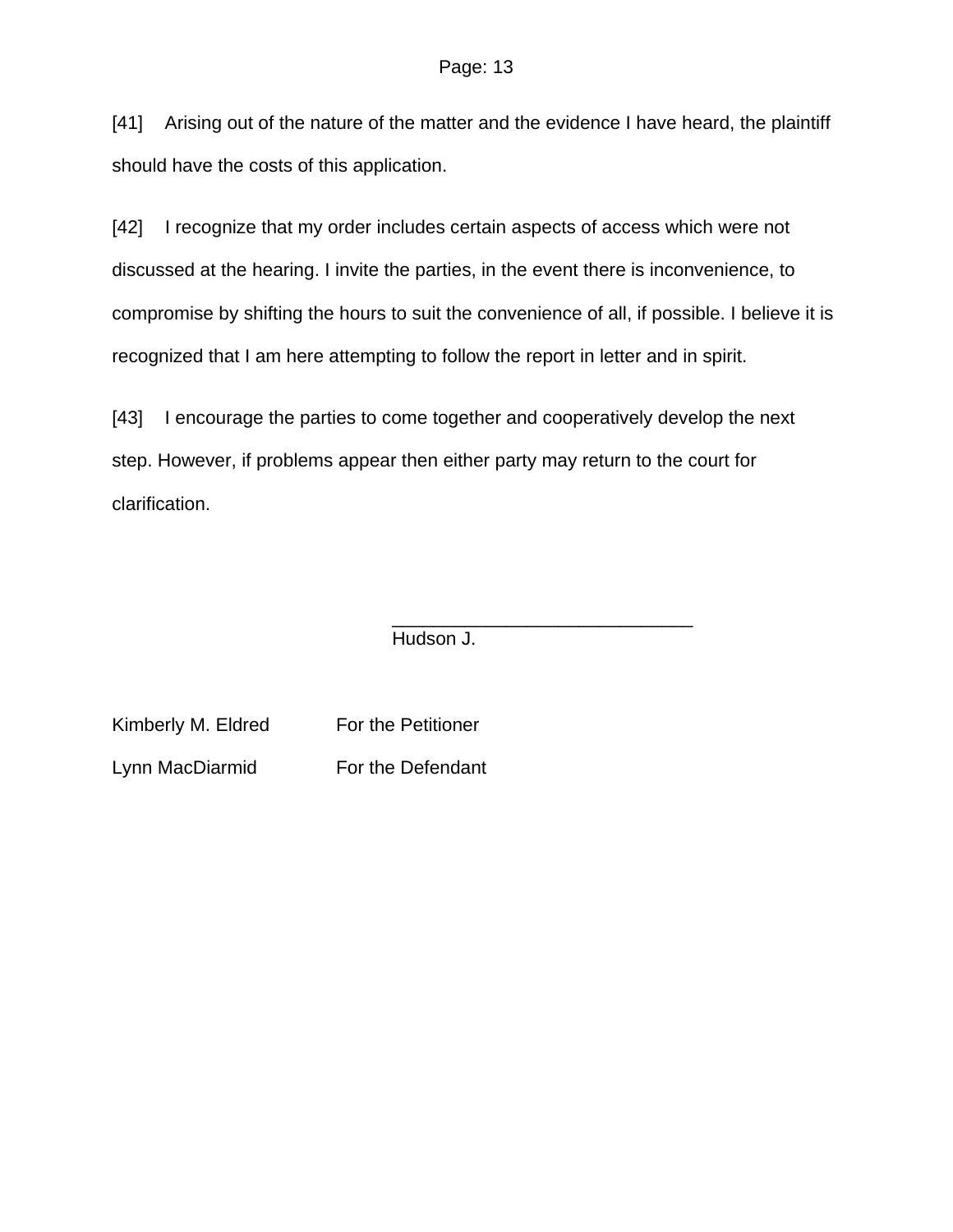[41] Arising out of the nature of the matter and the evidence I have heard, the plaintiff should have the costs of this application.

[42] I recognize that my order includes certain aspects of access which were not discussed at the hearing. I invite the parties, in the event there is inconvenience, to compromise by shifting the hours to suit the convenience of all, if possible. I believe it is recognized that I am here attempting to follow the report in letter and in spirit.

[43] I encourage the parties to come together and cooperatively develop the next step. However, if problems appear then either party may return to the court for clarification.

_____________________________
Hudson J.

Kimberly M. Eldred For the Petitioner

Lynn MacDiarmid For the Defendant